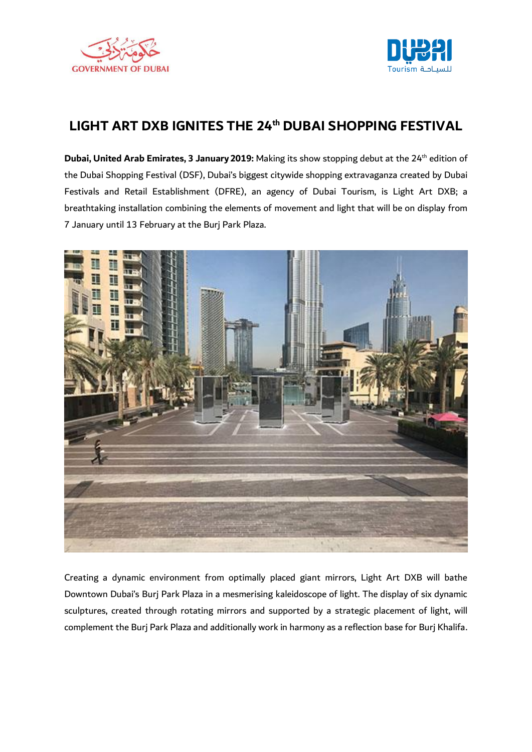# LIGHT ART DXB IGNITES THE 24th DUBAI SHOPPING FESTIVAL

**Dubai, United Arab Emirates, 3 January 2019:** Making its show stopping debut at the 24th edition of the Dubai Shopping Festival (DSF), Dubai's biggest citywide shopping extravaganza created by Dubai Festivals and Retail Establishment (DFRE), an agency of Dubai Tourism, is Light Art DXB; a breathtaking installation combining the elements of movement and light that will be on display from 7 January until 13 February at the Burj Park Plaza.

Creating a dynamic environment from optimally placed giant mirrors, Light Art DXB will bathe Downtown Dubai's Burj Park Plaza in a mesmerising kaleidoscope of light. The display of six dynamic sculptures, created through rotating mirrors and supported by a strategic placement of light, will complement the Burj Park Plaza and additionally work in harmony as a reflection base for Burj Khalifa.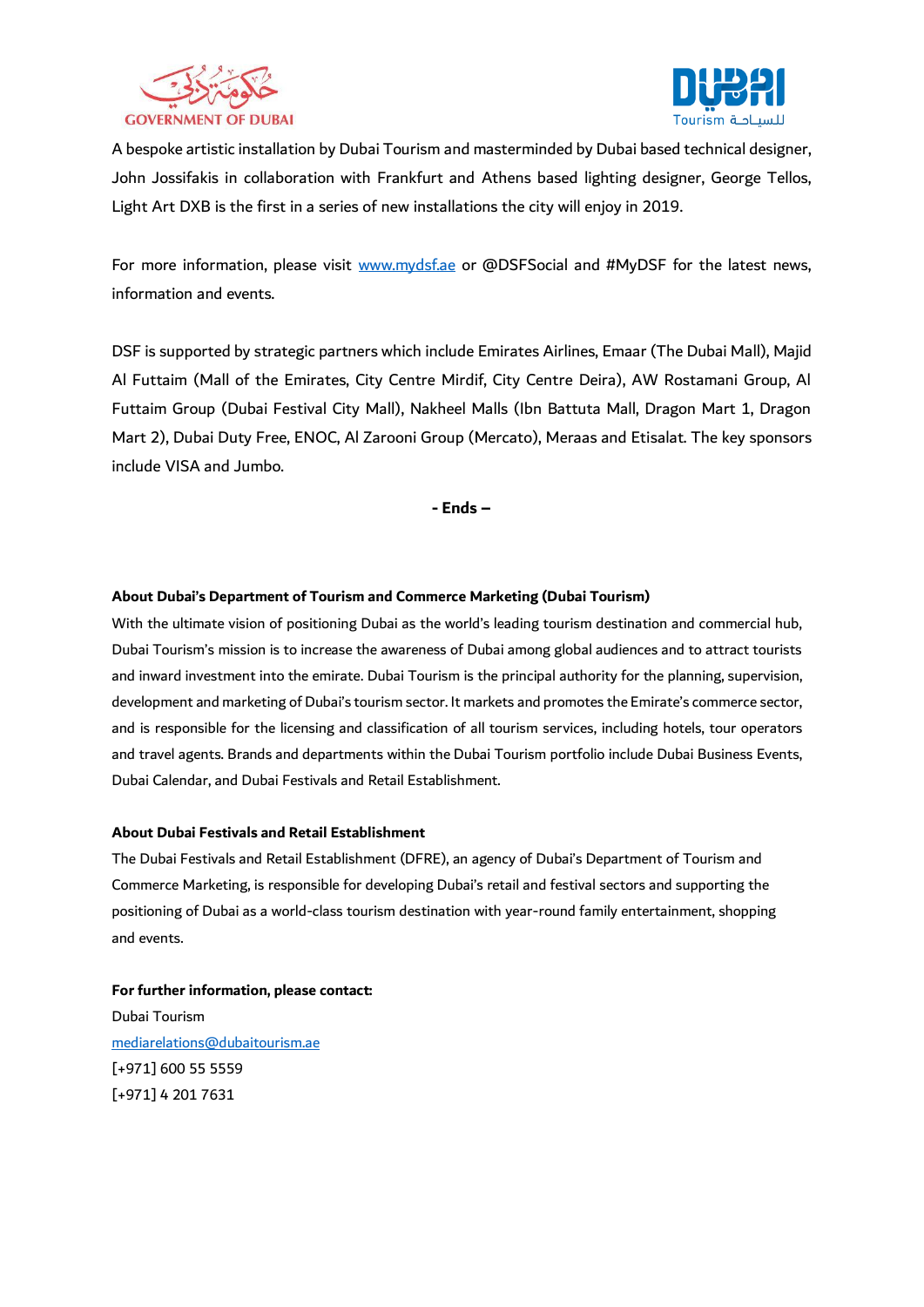A bespoke artistic installation by Dubai Tourism and masterminded by Dubai based technical designer, John Jossifakis in collaboration with Frankfurt and Athens based lighting designer, George Tellos, Light Art DXB is the first in a series of new installations the city will enjoy in 2019.

For more information, please visit www.mydsf.ae or @DSFSocial and #MyDSF for the latest news, information and events.

DSF is supported by strategic partners which include Emirates Airlines, Emaar (The Dubai Mall), Majid Al Futtaim (Mall of the Emirates, City Centre Mirdif, City Centre Deira), AW Rostamani Group, Al Futtaim Group (Dubai Festival City Mall), Nakheel Malls (Ibn Battuta Mall, Dragon Mart 1, Dragon Mart 2), Dubai Duty Free, ENOC, Al Zarooni Group (Mercato), Meraas and Etisalat. The key sponsors include VISA and Jumbo.

**- Ends –**

**About Dubai's Department of Tourism and Commerce Marketing (Dubai Tourism)**

With the ultimate vision of positioning Dubai as the world's leading tourism destination and commercial hub, Dubai Tourism's mission is to increase the awareness of Dubai among global audiences and to attract tourists and inward investment into the emirate. Dubai Tourism is the principal authority for the planning, supervision, development and marketing of Dubai's tourism sector. It markets and promotes the Emirate's commerce sector, and is responsible for the licensing and classification of all tourism services, including hotels, tour operators and travel agents. Brands and departments within the Dubai Tourism portfolio include Dubai Business Events, Dubai Calendar, and Dubai Festivals and Retail Establishment.

**About Dubai Festivals and Retail Establishment**

The Dubai Festivals and Retail Establishment (DFRE), an agency of Dubai's Department of Tourism and Commerce Marketing, is responsible for developing Dubai's retail and festival sectors and supporting the positioning of Dubai as a world-class tourism destination with year-round family entertainment, shopping and events.

**For further information, please contact:**

Dubai Tourism
mediarelations@dubaitourism.ae
[+971] 600 55 5559
[+971] 4 201 7631